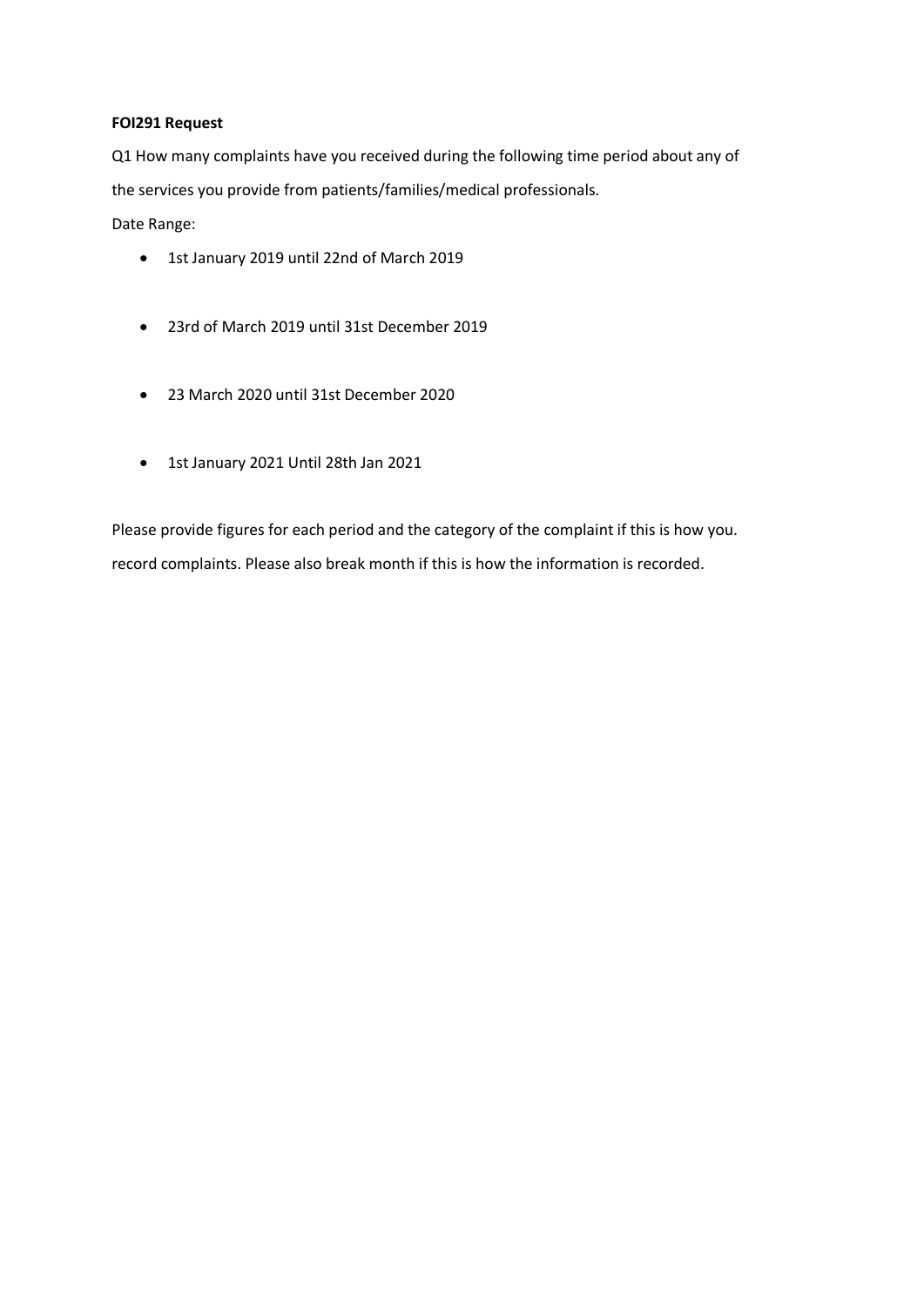**FOI291 Request**

Q1 How many complaints have you received during the following time period about any of the services you provide from patients/families/medical professionals.

Date Range:

- 1st January 2019 until 22nd of March 2019
- 23rd of March 2019 until 31st December 2019
- 23 March 2020 until 31st December 2020
- 1st January 2021 Until 28th Jan 2021

Please provide figures for each period and the category of the complaint if this is how you. record complaints. Please also break month if this is how the information is recorded.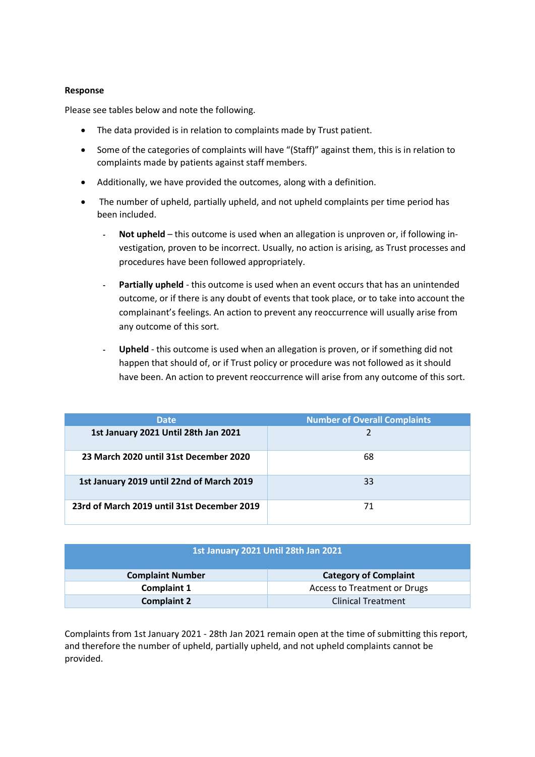**Response**

Please see tables below and note the following.

- The data provided is in relation to complaints made by Trust patient.
- Some of the categories of complaints will have "(Staff)" against them, this is in relation to complaints made by patients against staff members.
- Additionally, we have provided the outcomes, along with a definition.
- The number of upheld, partially upheld, and not upheld complaints per time period has been included.
    - **Not upheld** – this outcome is used when an allegation is unproven or, if following investigation, proven to be incorrect. Usually, no action is arising, as Trust processes and procedures have been followed appropriately.
    - **Partially upheld** - this outcome is used when an event occurs that has an unintended outcome, or if there is any doubt of events that took place, or to take into account the complainant's feelings. An action to prevent any reoccurrence will usually arise from any outcome of this sort.
    - **Upheld** - this outcome is used when an allegation is proven, or if something did not happen that should of, or if Trust policy or procedure was not followed as it should have been. An action to prevent reoccurrence will arise from any outcome of this sort.

| Date | Number of Overall Complaints |
|---|---|
| **1st January 2021 Until 28th Jan 2021** | 2 |
| **23 March 2020 until 31st December 2020** | 68 |
| **1st January 2019 until 22nd of March 2019** | 33 |
| **23rd of March 2019 until 31st December 2019** | 71 |

| 1st January 2021 Until 28th Jan 2021 | |
|---|---|
| **Complaint Number** | **Category of Complaint** |
| **Complaint 1** | Access to Treatment or Drugs |
| **Complaint 2** | Clinical Treatment |

Complaints from 1st January 2021 - 28th Jan 2021 remain open at the time of submitting this report, and therefore the number of upheld, partially upheld, and not upheld complaints cannot be provided.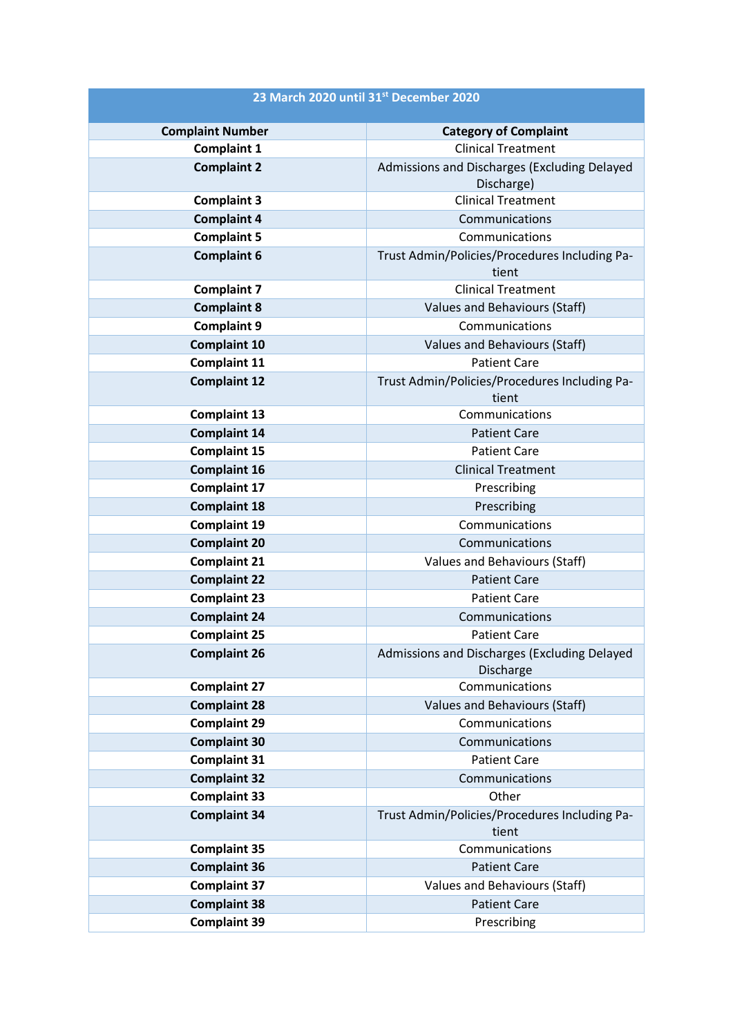| 23 March 2020 until 31st December 2020 | |
|---|---|
| **Complaint Number** | **Category of Complaint** |
| **Complaint 1** | Clinical Treatment |
| **Complaint 2** | Admissions and Discharges (Excluding Delayed Discharge) |
| **Complaint 3** | Clinical Treatment |
| **Complaint 4** | Communications |
| **Complaint 5** | Communications |
| **Complaint 6** | Trust Admin/Policies/Procedures Including Patient |
| **Complaint 7** | Clinical Treatment |
| **Complaint 8** | Values and Behaviours (Staff) |
| **Complaint 9** | Communications |
| **Complaint 10** | Values and Behaviours (Staff) |
| **Complaint 11** | Patient Care |
| **Complaint 12** | Trust Admin/Policies/Procedures Including Patient |
| **Complaint 13** | Communications |
| **Complaint 14** | Patient Care |
| **Complaint 15** | Patient Care |
| **Complaint 16** | Clinical Treatment |
| **Complaint 17** | Prescribing |
| **Complaint 18** | Prescribing |
| **Complaint 19** | Communications |
| **Complaint 20** | Communications |
| **Complaint 21** | Values and Behaviours (Staff) |
| **Complaint 22** | Patient Care |
| **Complaint 23** | Patient Care |
| **Complaint 24** | Communications |
| **Complaint 25** | Patient Care |
| **Complaint 26** | Admissions and Discharges (Excluding Delayed Discharge |
| **Complaint 27** | Communications |
| **Complaint 28** | Values and Behaviours (Staff) |
| **Complaint 29** | Communications |
| **Complaint 30** | Communications |
| **Complaint 31** | Patient Care |
| **Complaint 32** | Communications |
| **Complaint 33** | Other |
| **Complaint 34** | Trust Admin/Policies/Procedures Including Patient |
| **Complaint 35** | Communications |
| **Complaint 36** | Patient Care |
| **Complaint 37** | Values and Behaviours (Staff) |
| **Complaint 38** | Patient Care |
| **Complaint 39** | Prescribing |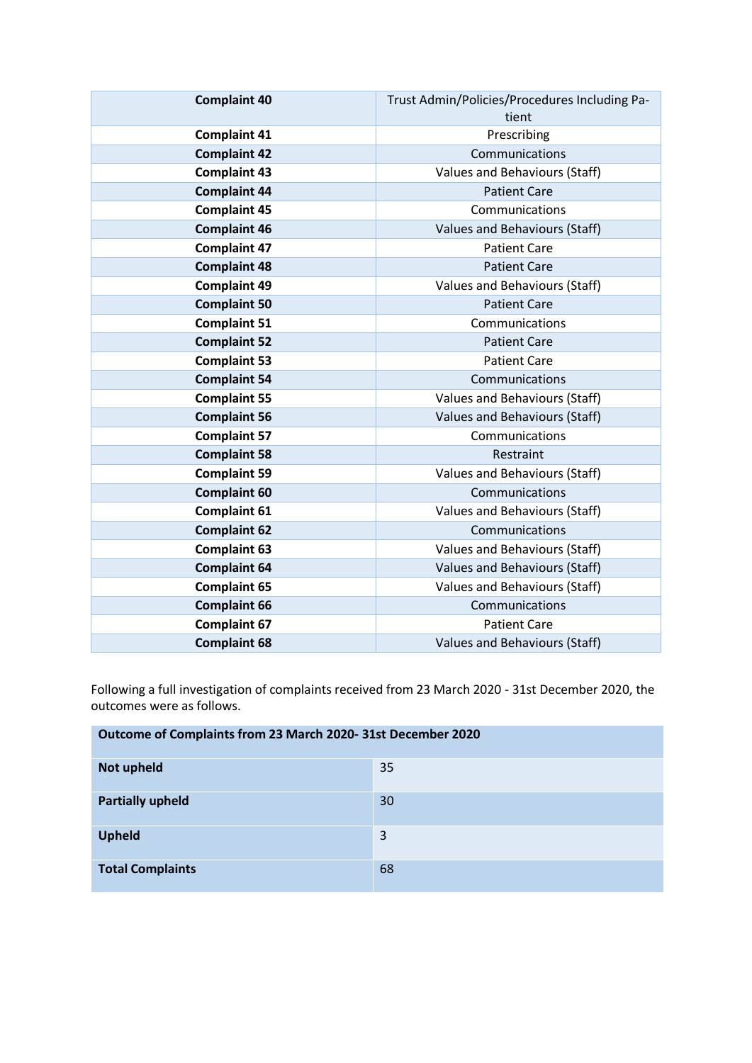| | |
|---|---|
| **Complaint 40** | Trust Admin/Policies/Procedures Including Patient |
| **Complaint 41** | Prescribing |
| **Complaint 42** | Communications |
| **Complaint 43** | Values and Behaviours (Staff) |
| **Complaint 44** | Patient Care |
| **Complaint 45** | Communications |
| **Complaint 46** | Values and Behaviours (Staff) |
| **Complaint 47** | Patient Care |
| **Complaint 48** | Patient Care |
| **Complaint 49** | Values and Behaviours (Staff) |
| **Complaint 50** | Patient Care |
| **Complaint 51** | Communications |
| **Complaint 52** | Patient Care |
| **Complaint 53** | Patient Care |
| **Complaint 54** | Communications |
| **Complaint 55** | Values and Behaviours (Staff) |
| **Complaint 56** | Values and Behaviours (Staff) |
| **Complaint 57** | Communications |
| **Complaint 58** | Restraint |
| **Complaint 59** | Values and Behaviours (Staff) |
| **Complaint 60** | Communications |
| **Complaint 61** | Values and Behaviours (Staff) |
| **Complaint 62** | Communications |
| **Complaint 63** | Values and Behaviours (Staff) |
| **Complaint 64** | Values and Behaviours (Staff) |
| **Complaint 65** | Values and Behaviours (Staff) |
| **Complaint 66** | Communications |
| **Complaint 67** | Patient Care |
| **Complaint 68** | Values and Behaviours (Staff) |

Following a full investigation of complaints received from 23 March 2020 - 31st December 2020, the outcomes were as follows.

| **Outcome of Complaints from 23 March 2020- 31st December 2020** | |
|---|---|
| **Not upheld** | 35 |
| **Partially upheld** | 30 |
| **Upheld** | 3 |
| **Total Complaints** | 68 |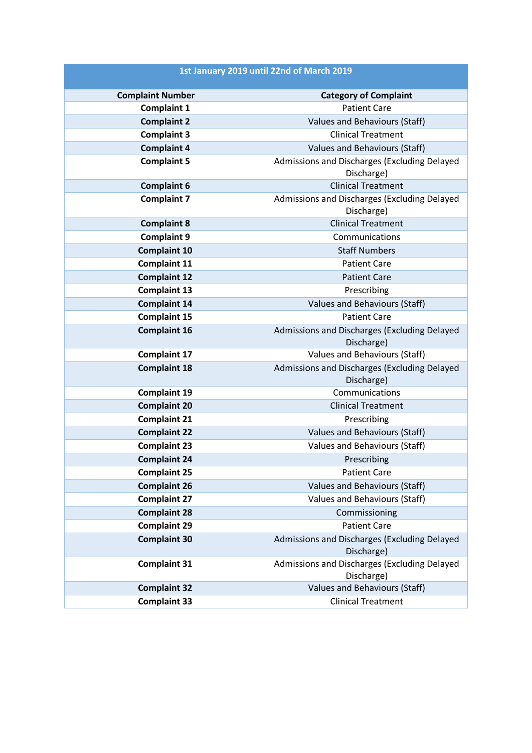| 1st January 2019 until 22nd of March 2019 | |
|---|---|
| **Complaint Number** | **Category of Complaint** |
| **Complaint 1** | Patient Care |
| **Complaint 2** | Values and Behaviours (Staff) |
| **Complaint 3** | Clinical Treatment |
| **Complaint 4** | Values and Behaviours (Staff) |
| **Complaint 5** | Admissions and Discharges (Excluding Delayed Discharge) |
| **Complaint 6** | Clinical Treatment |
| **Complaint 7** | Admissions and Discharges (Excluding Delayed Discharge) |
| **Complaint 8** | Clinical Treatment |
| **Complaint 9** | Communications |
| **Complaint 10** | Staff Numbers |
| **Complaint 11** | Patient Care |
| **Complaint 12** | Patient Care |
| **Complaint 13** | Prescribing |
| **Complaint 14** | Values and Behaviours (Staff) |
| **Complaint 15** | Patient Care |
| **Complaint 16** | Admissions and Discharges (Excluding Delayed Discharge) |
| **Complaint 17** | Values and Behaviours (Staff) |
| **Complaint 18** | Admissions and Discharges (Excluding Delayed Discharge) |
| **Complaint 19** | Communications |
| **Complaint 20** | Clinical Treatment |
| **Complaint 21** | Prescribing |
| **Complaint 22** | Values and Behaviours (Staff) |
| **Complaint 23** | Values and Behaviours (Staff) |
| **Complaint 24** | Prescribing |
| **Complaint 25** | Patient Care |
| **Complaint 26** | Values and Behaviours (Staff) |
| **Complaint 27** | Values and Behaviours (Staff) |
| **Complaint 28** | Commissioning |
| **Complaint 29** | Patient Care |
| **Complaint 30** | Admissions and Discharges (Excluding Delayed Discharge) |
| **Complaint 31** | Admissions and Discharges (Excluding Delayed Discharge) |
| **Complaint 32** | Values and Behaviours (Staff) |
| **Complaint 33** | Clinical Treatment |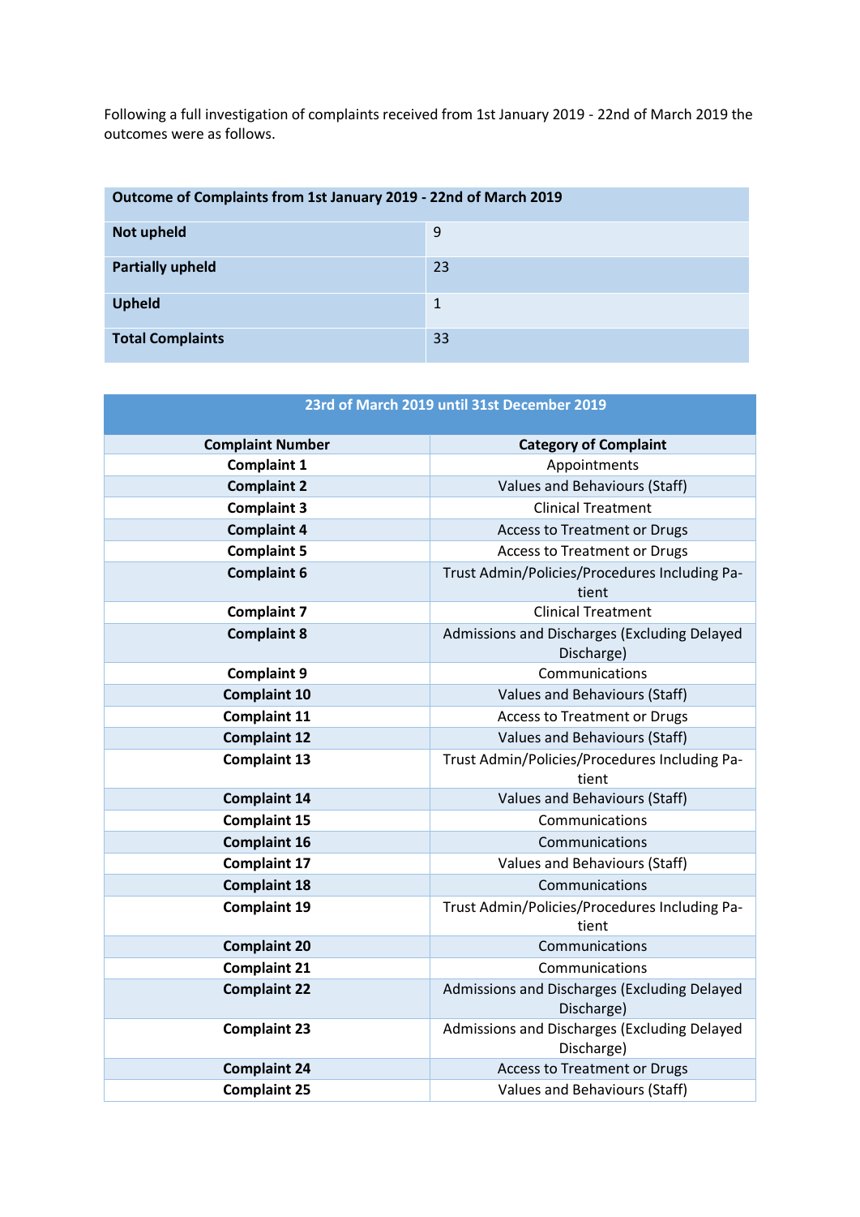Following a full investigation of complaints received from 1st January 2019 - 22nd of March 2019 the outcomes were as follows.

| **Outcome of Complaints from 1st January 2019 - 22nd of March 2019** | |
|---|---|
| **Not upheld** | 9 |
| **Partially upheld** | 23 |
| **Upheld** | 1 |
| **Total Complaints** | 33 |

| **23rd of March 2019 until 31st December 2019** | |
|---|---|
| **Complaint Number** | **Category of Complaint** |
| **Complaint 1** | Appointments |
| **Complaint 2** | Values and Behaviours (Staff) |
| **Complaint 3** | Clinical Treatment |
| **Complaint 4** | Access to Treatment or Drugs |
| **Complaint 5** | Access to Treatment or Drugs |
| **Complaint 6** | Trust Admin/Policies/Procedures Including Patient |
| **Complaint 7** | Clinical Treatment |
| **Complaint 8** | Admissions and Discharges (Excluding Delayed Discharge) |
| **Complaint 9** | Communications |
| **Complaint 10** | Values and Behaviours (Staff) |
| **Complaint 11** | Access to Treatment or Drugs |
| **Complaint 12** | Values and Behaviours (Staff) |
| **Complaint 13** | Trust Admin/Policies/Procedures Including Patient |
| **Complaint 14** | Values and Behaviours (Staff) |
| **Complaint 15** | Communications |
| **Complaint 16** | Communications |
| **Complaint 17** | Values and Behaviours (Staff) |
| **Complaint 18** | Communications |
| **Complaint 19** | Trust Admin/Policies/Procedures Including Patient |
| **Complaint 20** | Communications |
| **Complaint 21** | Communications |
| **Complaint 22** | Admissions and Discharges (Excluding Delayed Discharge) |
| **Complaint 23** | Admissions and Discharges (Excluding Delayed Discharge) |
| **Complaint 24** | Access to Treatment or Drugs |
| **Complaint 25** | Values and Behaviours (Staff) |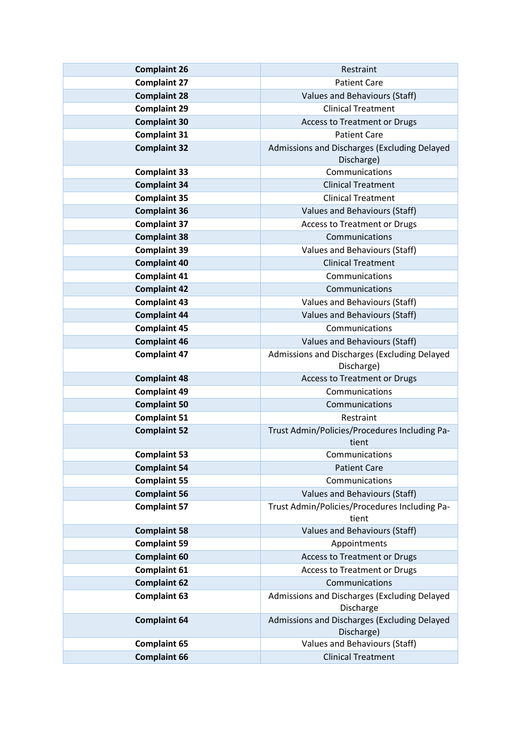| Complaint 26 | Restraint |
|---|---|
| **Complaint 27** | Patient Care |
| **Complaint 28** | Values and Behaviours (Staff) |
| **Complaint 29** | Clinical Treatment |
| **Complaint 30** | Access to Treatment or Drugs |
| **Complaint 31** | Patient Care |
| **Complaint 32** | Admissions and Discharges (Excluding Delayed Discharge) |
| **Complaint 33** | Communications |
| **Complaint 34** | Clinical Treatment |
| **Complaint 35** | Clinical Treatment |
| **Complaint 36** | Values and Behaviours (Staff) |
| **Complaint 37** | Access to Treatment or Drugs |
| **Complaint 38** | Communications |
| **Complaint 39** | Values and Behaviours (Staff) |
| **Complaint 40** | Clinical Treatment |
| **Complaint 41** | Communications |
| **Complaint 42** | Communications |
| **Complaint 43** | Values and Behaviours (Staff) |
| **Complaint 44** | Values and Behaviours (Staff) |
| **Complaint 45** | Communications |
| **Complaint 46** | Values and Behaviours (Staff) |
| **Complaint 47** | Admissions and Discharges (Excluding Delayed Discharge) |
| **Complaint 48** | Access to Treatment or Drugs |
| **Complaint 49** | Communications |
| **Complaint 50** | Communications |
| **Complaint 51** | Restraint |
| **Complaint 52** | Trust Admin/Policies/Procedures Including Patient |
| **Complaint 53** | Communications |
| **Complaint 54** | Patient Care |
| **Complaint 55** | Communications |
| **Complaint 56** | Values and Behaviours (Staff) |
| **Complaint 57** | Trust Admin/Policies/Procedures Including Patient |
| **Complaint 58** | Values and Behaviours (Staff) |
| **Complaint 59** | Appointments |
| **Complaint 60** | Access to Treatment or Drugs |
| **Complaint 61** | Access to Treatment or Drugs |
| **Complaint 62** | Communications |
| **Complaint 63** | Admissions and Discharges (Excluding Delayed Discharge |
| **Complaint 64** | Admissions and Discharges (Excluding Delayed Discharge) |
| **Complaint 65** | Values and Behaviours (Staff) |
| **Complaint 66** | Clinical Treatment |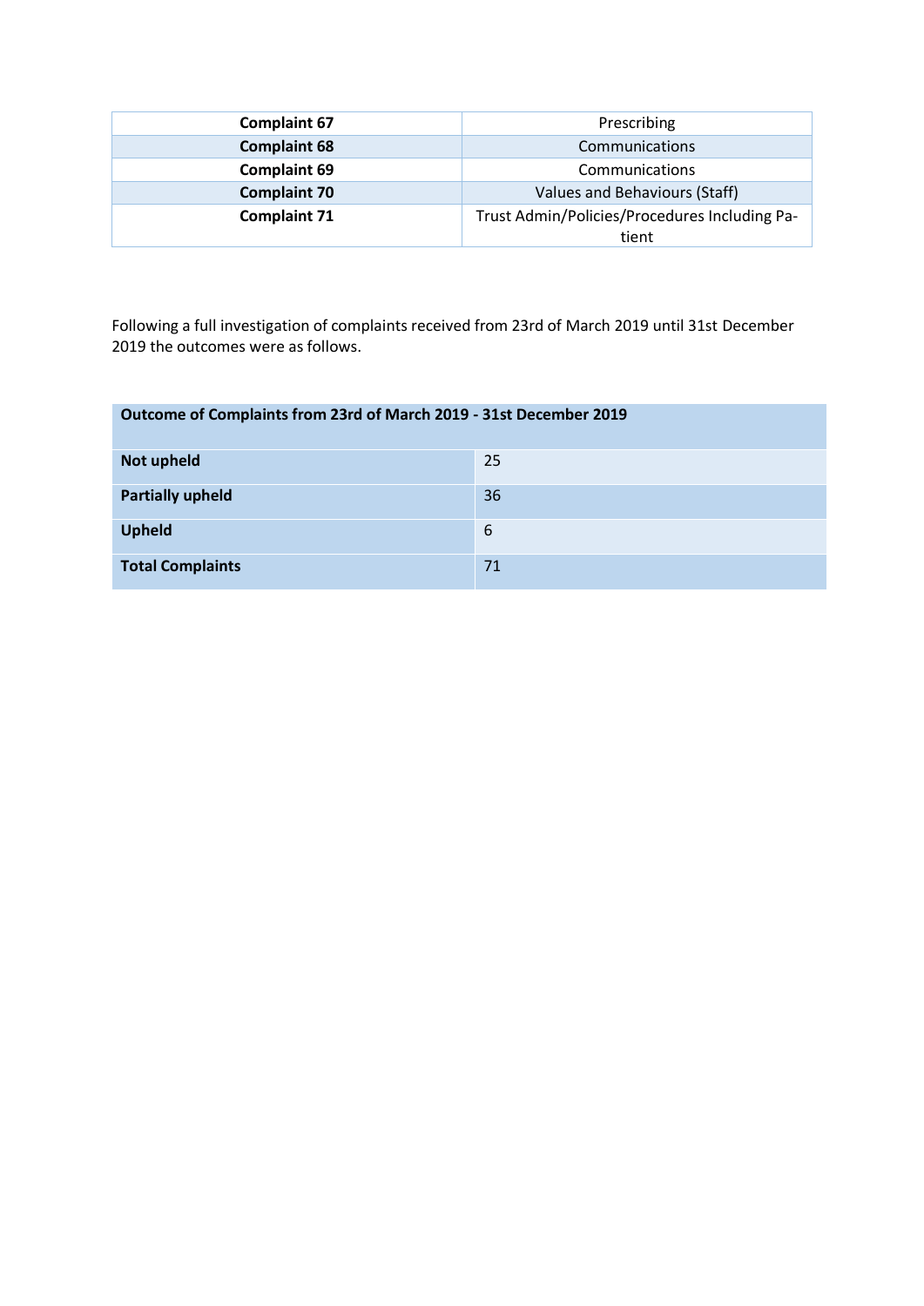| | |
|---|---|
| **Complaint 67** | Prescribing |
| **Complaint 68** | Communications |
| **Complaint 69** | Communications |
| **Complaint 70** | Values and Behaviours (Staff) |
| **Complaint 71** | Trust Admin/Policies/Procedures Including Patient |

Following a full investigation of complaints received from 23rd of March 2019 until 31st December 2019 the outcomes were as follows.

| **Outcome of Complaints from 23rd of March 2019 - 31st December 2019** | |
|---|---|
| **Not upheld** | 25 |
| **Partially upheld** | 36 |
| **Upheld** | 6 |
| **Total Complaints** | 71 |